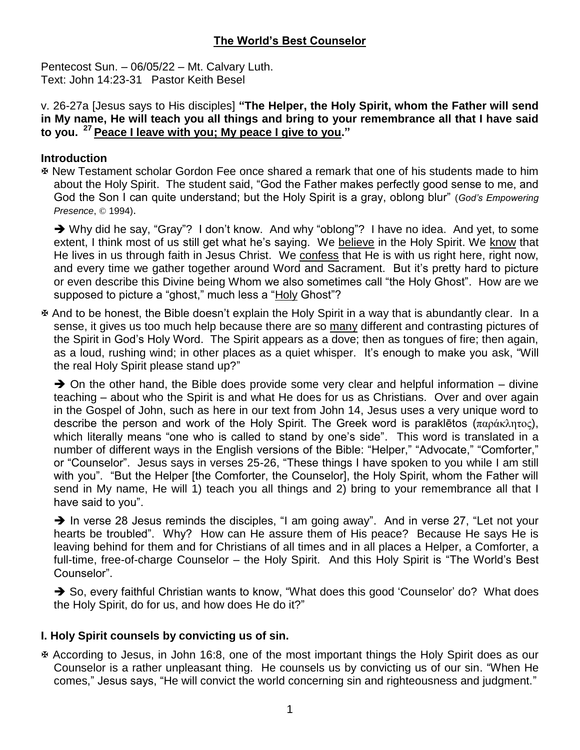# The World's Best Counselor

Pentecost Sun. – 06/05/22 – Mt. Calvary Luth.
Text: John 14:23-31 Pastor Keith Besel

v. 26-27a [Jesus says to His disciples] **"The Helper, the Holy Spirit, whom the Father will send in My name, He will teach you all things and bring to your remembrance all that I have said to you. 27 Peace I leave with you; My peace I give to you."**

## Introduction

✠ New Testament scholar Gordon Fee once shared a remark that one of his students made to him about the Holy Spirit. The student said, "God the Father makes perfectly good sense to me, and God the Son I can quite understand; but the Holy Spirit is a gray, oblong blur" (*God's Empowering Presence*, © 1994).

➔ Why did he say, "Gray"? I don't know. And why "oblong"? I have no idea. And yet, to some extent, I think most of us still get what he's saying. We believe in the Holy Spirit. We know that He lives in us through faith in Jesus Christ. We confess that He is with us right here, right now, and every time we gather together around Word and Sacrament. But it's pretty hard to picture or even describe this Divine being Whom we also sometimes call "the Holy Ghost". How are we supposed to picture a "ghost," much less a "Holy Ghost"?

✠ And to be honest, the Bible doesn't explain the Holy Spirit in a way that is abundantly clear. In a sense, it gives us too much help because there are so many different and contrasting pictures of the Spirit in God's Holy Word. The Spirit appears as a dove; then as tongues of fire; then again, as a loud, rushing wind; in other places as a quiet whisper. It's enough to make you ask, "Will the real Holy Spirit please stand up?"

➔ On the other hand, the Bible does provide some very clear and helpful information – divine teaching – about who the Spirit is and what He does for us as Christians. Over and over again in the Gospel of John, such as here in our text from John 14, Jesus uses a very unique word to describe the person and work of the Holy Spirit. The Greek word is paraklētos (παράκλητος), which literally means "one who is called to stand by one's side". This word is translated in a number of different ways in the English versions of the Bible: "Helper," "Advocate," "Comforter," or "Counselor". Jesus says in verses 25-26, "These things I have spoken to you while I am still with you". "But the Helper [the Comforter, the Counselor], the Holy Spirit, whom the Father will send in My name, He will 1) teach you all things and 2) bring to your remembrance all that I have said to you".

➔ In verse 28 Jesus reminds the disciples, "I am going away". And in verse 27, "Let not your hearts be troubled". Why? How can He assure them of His peace? Because He says He is leaving behind for them and for Christians of all times and in all places a Helper, a Comforter, a full-time, free-of-charge Counselor – the Holy Spirit. And this Holy Spirit is "The World's Best Counselor".

➔ So, every faithful Christian wants to know, "What does this good 'Counselor' do? What does the Holy Spirit, do for us, and how does He do it?"

## I. Holy Spirit counsels by convicting us of sin.

✠ According to Jesus, in John 16:8, one of the most important things the Holy Spirit does as our Counselor is a rather unpleasant thing. He counsels us by convicting us of our sin. "When He comes," Jesus says, "He will convict the world concerning sin and righteousness and judgment."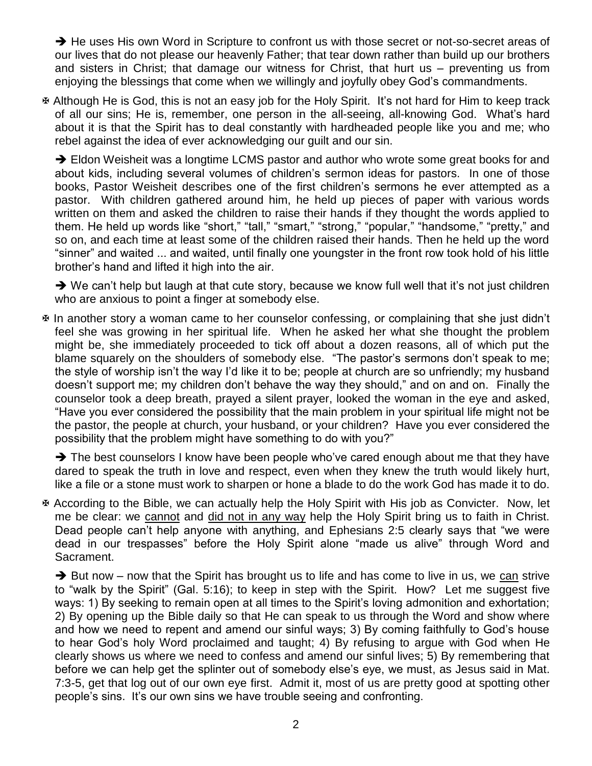➔ He uses His own Word in Scripture to confront us with those secret or not-so-secret areas of our lives that do not please our heavenly Father; that tear down rather than build up our brothers and sisters in Christ; that damage our witness for Christ, that hurt us – preventing us from enjoying the blessings that come when we willingly and joyfully obey God's commandments.

✠ Although He is God, this is not an easy job for the Holy Spirit. It's not hard for Him to keep track of all our sins; He is, remember, one person in the all-seeing, all-knowing God. What's hard about it is that the Spirit has to deal constantly with hardheaded people like you and me; who rebel against the idea of ever acknowledging our guilt and our sin.

➔ Eldon Weisheit was a longtime LCMS pastor and author who wrote some great books for and about kids, including several volumes of children's sermon ideas for pastors. In one of those books, Pastor Weisheit describes one of the first children's sermons he ever attempted as a pastor. With children gathered around him, he held up pieces of paper with various words written on them and asked the children to raise their hands if they thought the words applied to them. He held up words like "short," "tall," "smart," "strong," "popular," "handsome," "pretty," and so on, and each time at least some of the children raised their hands. Then he held up the word "sinner" and waited ... and waited, until finally one youngster in the front row took hold of his little brother's hand and lifted it high into the air.

➔ We can't help but laugh at that cute story, because we know full well that it's not just children who are anxious to point a finger at somebody else.

✠ In another story a woman came to her counselor confessing, or complaining that she just didn't feel she was growing in her spiritual life. When he asked her what she thought the problem might be, she immediately proceeded to tick off about a dozen reasons, all of which put the blame squarely on the shoulders of somebody else. "The pastor's sermons don't speak to me; the style of worship isn't the way I'd like it to be; people at church are so unfriendly; my husband doesn't support me; my children don't behave the way they should," and on and on. Finally the counselor took a deep breath, prayed a silent prayer, looked the woman in the eye and asked, "Have you ever considered the possibility that the main problem in your spiritual life might not be the pastor, the people at church, your husband, or your children? Have you ever considered the possibility that the problem might have something to do with you?"

➔ The best counselors I know have been people who've cared enough about me that they have dared to speak the truth in love and respect, even when they knew the truth would likely hurt, like a file or a stone must work to sharpen or hone a blade to do the work God has made it to do.

✠ According to the Bible, we can actually help the Holy Spirit with His job as Convicter. Now, let me be clear: we <u>cannot</u> and <u>did not in any way</u> help the Holy Spirit bring us to faith in Christ. Dead people can't help anyone with anything, and Ephesians 2:5 clearly says that "we were dead in our trespasses" before the Holy Spirit alone "made us alive" through Word and Sacrament.

➔ But now – now that the Spirit has brought us to life and has come to live in us, we <u>can</u> strive to "walk by the Spirit" (Gal. 5:16); to keep in step with the Spirit. How? Let me suggest five ways: 1) By seeking to remain open at all times to the Spirit's loving admonition and exhortation; 2) By opening up the Bible daily so that He can speak to us through the Word and show where and how we need to repent and amend our sinful ways; 3) By coming faithfully to God's house to hear God's holy Word proclaimed and taught; 4) By refusing to argue with God when He clearly shows us where we need to confess and amend our sinful lives; 5) By remembering that before we can help get the splinter out of somebody else's eye, we must, as Jesus said in Mat. 7:3-5, get that log out of our own eye first. Admit it, most of us are pretty good at spotting other people's sins. It's our own sins we have trouble seeing and confronting.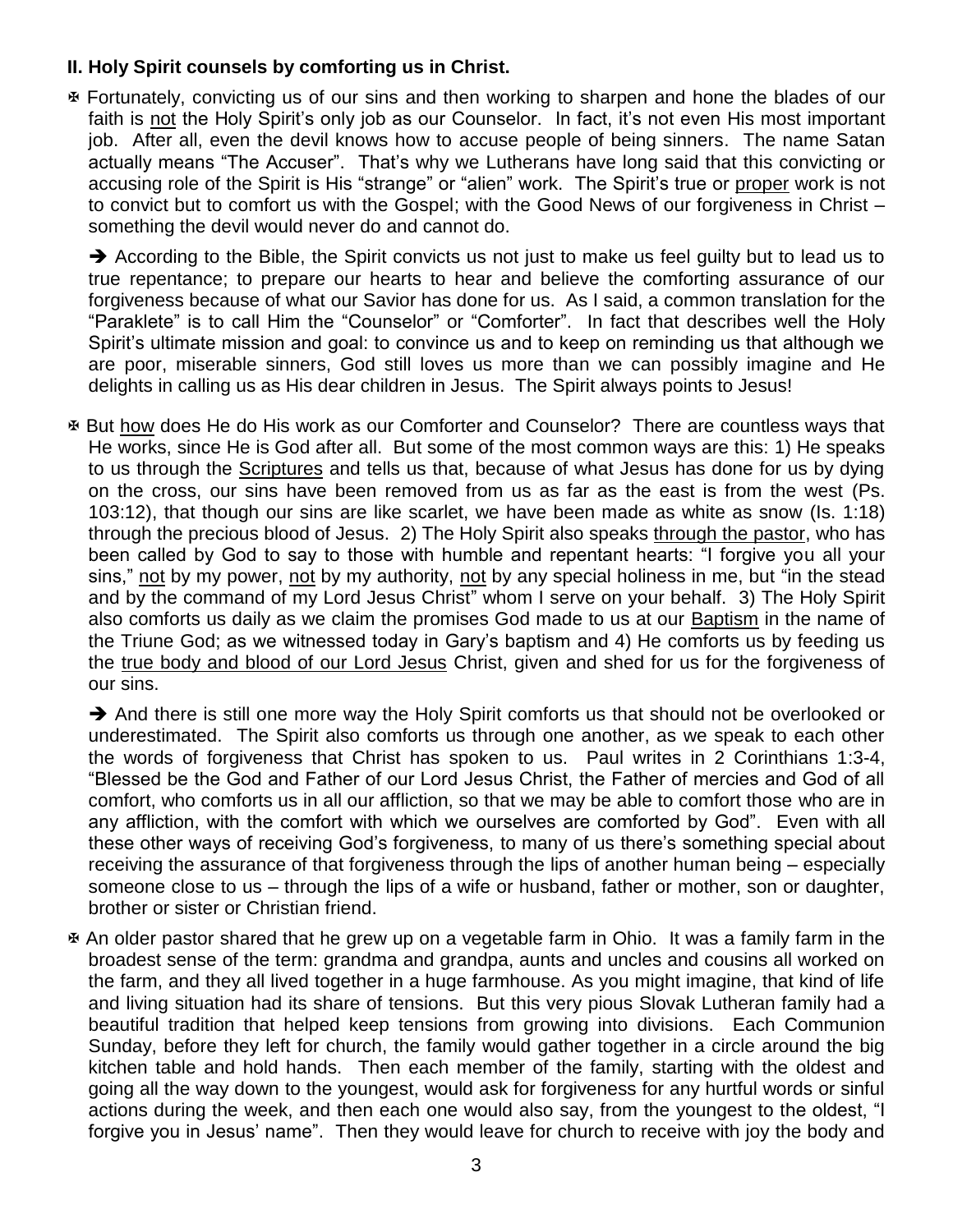## II. Holy Spirit counsels by comforting us in Christ.

✠ Fortunately, convicting us of our sins and then working to sharpen and hone the blades of our faith is not the Holy Spirit's only job as our Counselor. In fact, it's not even His most important job. After all, even the devil knows how to accuse people of being sinners. The name Satan actually means "The Accuser". That's why we Lutherans have long said that this convicting or accusing role of the Spirit is His "strange" or "alien" work. The Spirit's true or proper work is not to convict but to comfort us with the Gospel; with the Good News of our forgiveness in Christ – something the devil would never do and cannot do.

➔ According to the Bible, the Spirit convicts us not just to make us feel guilty but to lead us to true repentance; to prepare our hearts to hear and believe the comforting assurance of our forgiveness because of what our Savior has done for us. As I said, a common translation for the "Paraklete" is to call Him the "Counselor" or "Comforter". In fact that describes well the Holy Spirit's ultimate mission and goal: to convince us and to keep on reminding us that although we are poor, miserable sinners, God still loves us more than we can possibly imagine and He delights in calling us as His dear children in Jesus. The Spirit always points to Jesus!

✠ But how does He do His work as our Comforter and Counselor? There are countless ways that He works, since He is God after all. But some of the most common ways are this: 1) He speaks to us through the Scriptures and tells us that, because of what Jesus has done for us by dying on the cross, our sins have been removed from us as far as the east is from the west (Ps. 103:12), that though our sins are like scarlet, we have been made as white as snow (Is. 1:18) through the precious blood of Jesus. 2) The Holy Spirit also speaks through the pastor, who has been called by God to say to those with humble and repentant hearts: "I forgive you all your sins," not by my power, not by my authority, not by any special holiness in me, but "in the stead and by the command of my Lord Jesus Christ" whom I serve on your behalf. 3) The Holy Spirit also comforts us daily as we claim the promises God made to us at our Baptism in the name of the Triune God; as we witnessed today in Gary's baptism and 4) He comforts us by feeding us the true body and blood of our Lord Jesus Christ, given and shed for us for the forgiveness of our sins.

➔ And there is still one more way the Holy Spirit comforts us that should not be overlooked or underestimated. The Spirit also comforts us through one another, as we speak to each other the words of forgiveness that Christ has spoken to us. Paul writes in 2 Corinthians 1:3-4, "Blessed be the God and Father of our Lord Jesus Christ, the Father of mercies and God of all comfort, who comforts us in all our affliction, so that we may be able to comfort those who are in any affliction, with the comfort with which we ourselves are comforted by God". Even with all these other ways of receiving God's forgiveness, to many of us there's something special about receiving the assurance of that forgiveness through the lips of another human being – especially someone close to us – through the lips of a wife or husband, father or mother, son or daughter, brother or sister or Christian friend.

✠ An older pastor shared that he grew up on a vegetable farm in Ohio. It was a family farm in the broadest sense of the term: grandma and grandpa, aunts and uncles and cousins all worked on the farm, and they all lived together in a huge farmhouse. As you might imagine, that kind of life and living situation had its share of tensions. But this very pious Slovak Lutheran family had a beautiful tradition that helped keep tensions from growing into divisions. Each Communion Sunday, before they left for church, the family would gather together in a circle around the big kitchen table and hold hands. Then each member of the family, starting with the oldest and going all the way down to the youngest, would ask for forgiveness for any hurtful words or sinful actions during the week, and then each one would also say, from the youngest to the oldest, "I forgive you in Jesus' name". Then they would leave for church to receive with joy the body and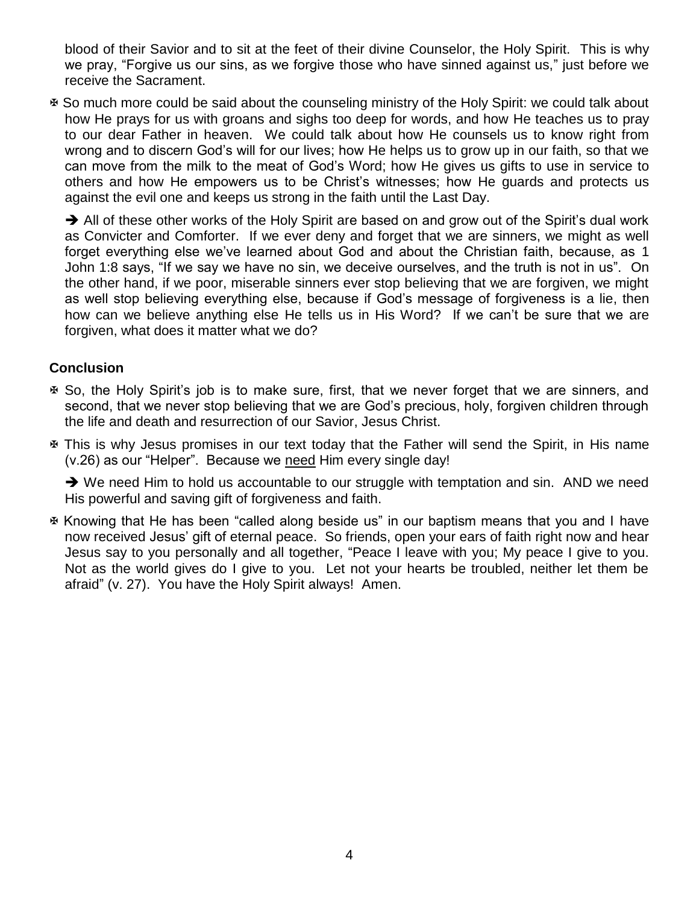blood of their Savior and to sit at the feet of their divine Counselor, the Holy Spirit. This is why we pray, "Forgive us our sins, as we forgive those who have sinned against us," just before we receive the Sacrament.

✠ So much more could be said about the counseling ministry of the Holy Spirit: we could talk about how He prays for us with groans and sighs too deep for words, and how He teaches us to pray to our dear Father in heaven. We could talk about how He counsels us to know right from wrong and to discern God's will for our lives; how He helps us to grow up in our faith, so that we can move from the milk to the meat of God's Word; how He gives us gifts to use in service to others and how He empowers us to be Christ's witnesses; how He guards and protects us against the evil one and keeps us strong in the faith until the Last Day.

➔ All of these other works of the Holy Spirit are based on and grow out of the Spirit's dual work as Convicter and Comforter. If we ever deny and forget that we are sinners, we might as well forget everything else we've learned about God and about the Christian faith, because, as 1 John 1:8 says, "If we say we have no sin, we deceive ourselves, and the truth is not in us". On the other hand, if we poor, miserable sinners ever stop believing that we are forgiven, we might as well stop believing everything else, because if God's message of forgiveness is a lie, then how can we believe anything else He tells us in His Word? If we can't be sure that we are forgiven, what does it matter what we do?

**Conclusion**

✠ So, the Holy Spirit's job is to make sure, first, that we never forget that we are sinners, and second, that we never stop believing that we are God's precious, holy, forgiven children through the life and death and resurrection of our Savior, Jesus Christ.

✠ This is why Jesus promises in our text today that the Father will send the Spirit, in His name (v.26) as our "Helper". Because we <u>need</u> Him every single day!

➔ We need Him to hold us accountable to our struggle with temptation and sin. AND we need His powerful and saving gift of forgiveness and faith.

✠ Knowing that He has been "called along beside us" in our baptism means that you and I have now received Jesus' gift of eternal peace. So friends, open your ears of faith right now and hear Jesus say to you personally and all together, "Peace I leave with you; My peace I give to you. Not as the world gives do I give to you. Let not your hearts be troubled, neither let them be afraid" (v. 27). You have the Holy Spirit always! Amen.